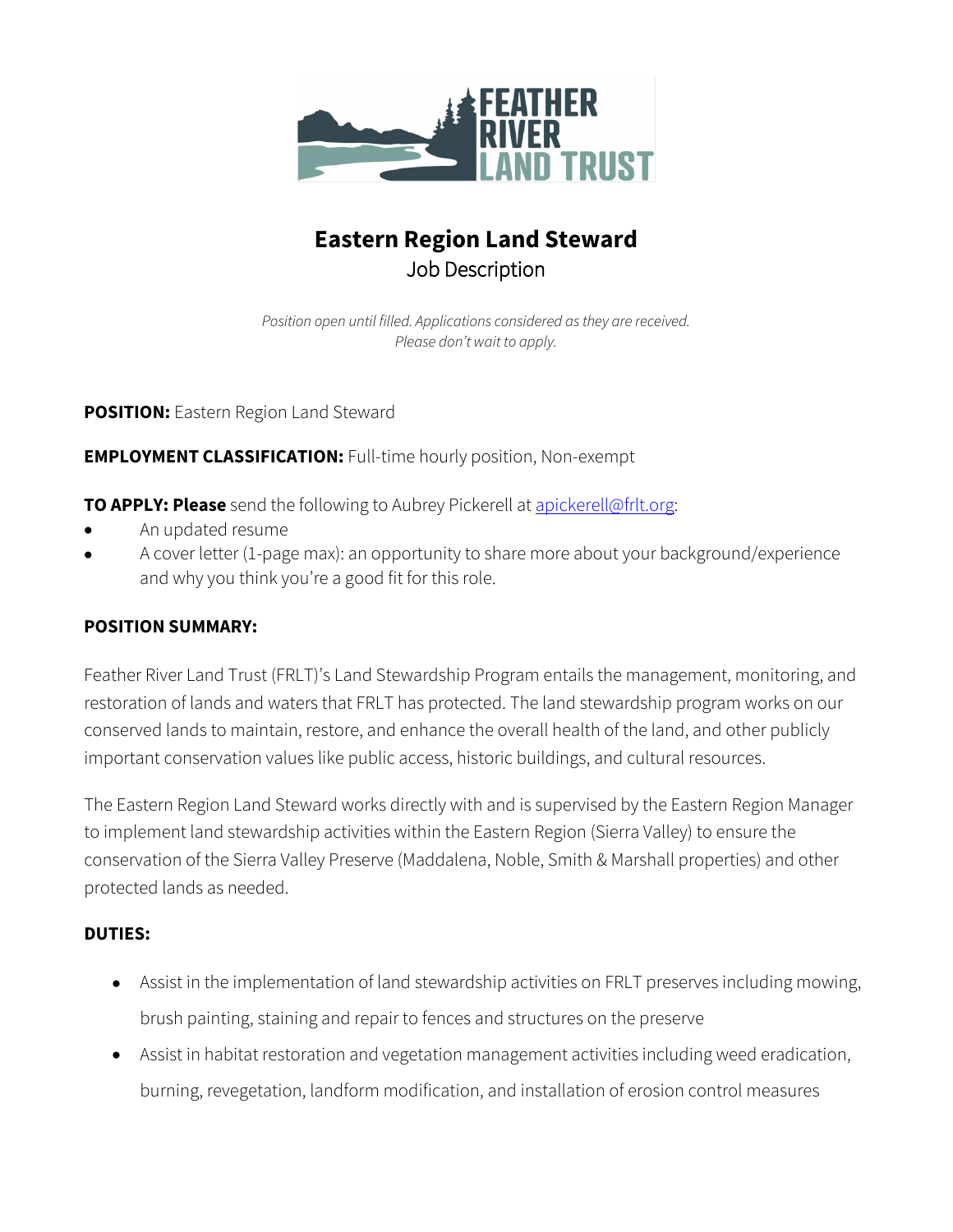# Eastern Region Land Steward

Job Description

*Position open until filled. Applications considered as they are received.*
*Please don't wait to apply.*

**POSITION:** Eastern Region Land Steward

**EMPLOYMENT CLASSIFICATION:** Full-time hourly position, Non-exempt

**TO APPLY: Please** send the following to Aubrey Pickerell at [apickerell@frlt.org](mailto:apickerell@frlt.org):

- An updated resume
- A cover letter (1-page max): an opportunity to share more about your background/experience and why you think you're a good fit for this role.

**POSITION SUMMARY:**

Feather River Land Trust (FRLT)'s Land Stewardship Program entails the management, monitoring, and restoration of lands and waters that FRLT has protected. The land stewardship program works on our conserved lands to maintain, restore, and enhance the overall health of the land, and other publicly important conservation values like public access, historic buildings, and cultural resources.

The Eastern Region Land Steward works directly with and is supervised by the Eastern Region Manager to implement land stewardship activities within the Eastern Region (Sierra Valley) to ensure the conservation of the Sierra Valley Preserve (Maddalena, Noble, Smith & Marshall properties) and other protected lands as needed.

**DUTIES:**

- Assist in the implementation of land stewardship activities on FRLT preserves including mowing, brush painting, staining and repair to fences and structures on the preserve
- Assist in habitat restoration and vegetation management activities including weed eradication, burning, revegetation, landform modification, and installation of erosion control measures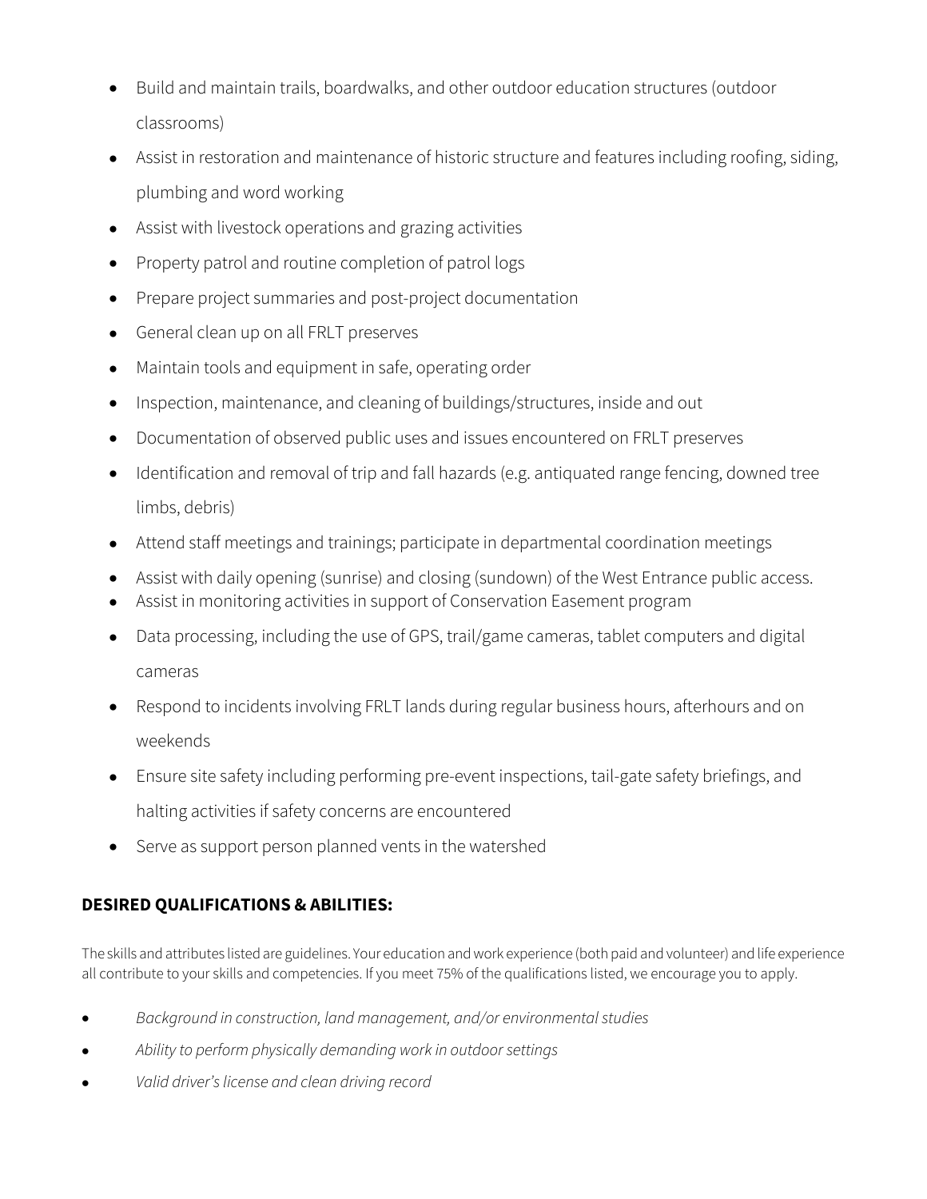- Build and maintain trails, boardwalks, and other outdoor education structures (outdoor classrooms)
- Assist in restoration and maintenance of historic structure and features including roofing, siding, plumbing and word working
- Assist with livestock operations and grazing activities
- Property patrol and routine completion of patrol logs
- Prepare project summaries and post-project documentation
- General clean up on all FRLT preserves
- Maintain tools and equipment in safe, operating order
- Inspection, maintenance, and cleaning of buildings/structures, inside and out
- Documentation of observed public uses and issues encountered on FRLT preserves
- Identification and removal of trip and fall hazards (e.g. antiquated range fencing, downed tree limbs, debris)
- Attend staff meetings and trainings; participate in departmental coordination meetings
- Assist with daily opening (sunrise) and closing (sundown) of the West Entrance public access.
- Assist in monitoring activities in support of Conservation Easement program
- Data processing, including the use of GPS, trail/game cameras, tablet computers and digital cameras
- Respond to incidents involving FRLT lands during regular business hours, afterhours and on weekends
- Ensure site safety including performing pre-event inspections, tail-gate safety briefings, and halting activities if safety concerns are encountered
- Serve as support person planned vents in the watershed

## DESIRED QUALIFICATIONS & ABILITIES:

The skills and attributes listed are guidelines. Your education and work experience (both paid and volunteer) and life experience all contribute to your skills and competencies. If you meet 75% of the qualifications listed, we encourage you to apply.

- *Background in construction, land management, and/or environmental studies*
- *Ability to perform physically demanding work in outdoor settings*
- *Valid driver's license and clean driving record*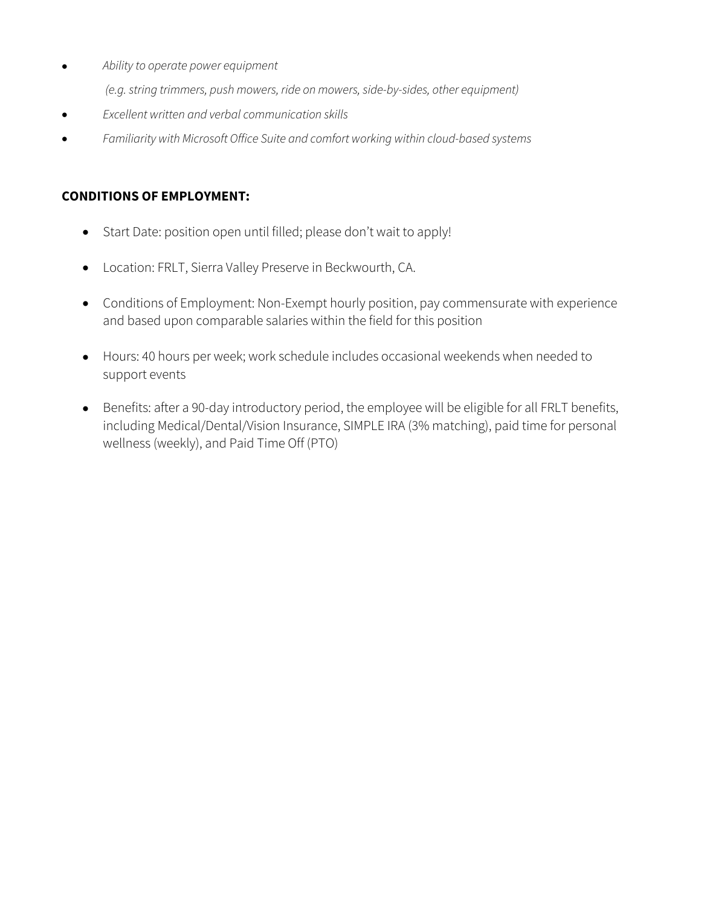- *Ability to operate power equipment*

  *(e.g. string trimmers, push mowers, ride on mowers, side-by-sides, other equipment)*
- *Excellent written and verbal communication skills*
- *Familiarity with Microsoft Office Suite and comfort working within cloud-based systems*

**CONDITIONS OF EMPLOYMENT:**

- Start Date: position open until filled; please don't wait to apply!
- Location: FRLT, Sierra Valley Preserve in Beckwourth, CA.
- Conditions of Employment: Non-Exempt hourly position, pay commensurate with experience and based upon comparable salaries within the field for this position
- Hours: 40 hours per week; work schedule includes occasional weekends when needed to support events
- Benefits: after a 90-day introductory period, the employee will be eligible for all FRLT benefits, including Medical/Dental/Vision Insurance, SIMPLE IRA (3% matching), paid time for personal wellness (weekly), and Paid Time Off (PTO)